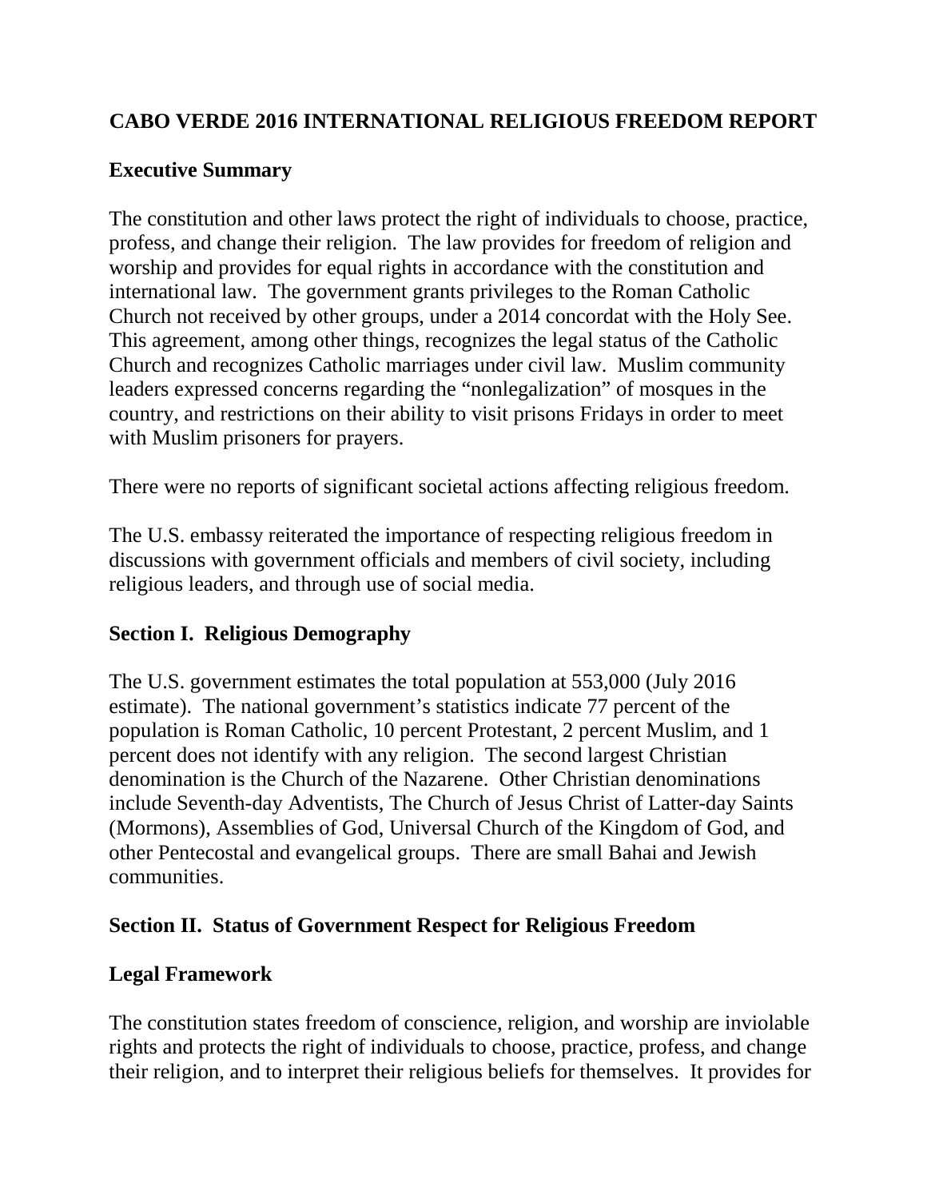# CABO VERDE 2016 INTERNATIONAL RELIGIOUS FREEDOM REPORT

## Executive Summary

The constitution and other laws protect the right of individuals to choose, practice, profess, and change their religion. The law provides for freedom of religion and worship and provides for equal rights in accordance with the constitution and international law. The government grants privileges to the Roman Catholic Church not received by other groups, under a 2014 concordat with the Holy See. This agreement, among other things, recognizes the legal status of the Catholic Church and recognizes Catholic marriages under civil law. Muslim community leaders expressed concerns regarding the "nonlegalization" of mosques in the country, and restrictions on their ability to visit prisons Fridays in order to meet with Muslim prisoners for prayers.

There were no reports of significant societal actions affecting religious freedom.

The U.S. embassy reiterated the importance of respecting religious freedom in discussions with government officials and members of civil society, including religious leaders, and through use of social media.

## Section I. Religious Demography

The U.S. government estimates the total population at 553,000 (July 2016 estimate). The national government's statistics indicate 77 percent of the population is Roman Catholic, 10 percent Protestant, 2 percent Muslim, and 1 percent does not identify with any religion. The second largest Christian denomination is the Church of the Nazarene. Other Christian denominations include Seventh-day Adventists, The Church of Jesus Christ of Latter-day Saints (Mormons), Assemblies of God, Universal Church of the Kingdom of God, and other Pentecostal and evangelical groups. There are small Bahai and Jewish communities.

## Section II. Status of Government Respect for Religious Freedom

### Legal Framework

The constitution states freedom of conscience, religion, and worship are inviolable rights and protects the right of individuals to choose, practice, profess, and change their religion, and to interpret their religious beliefs for themselves. It provides for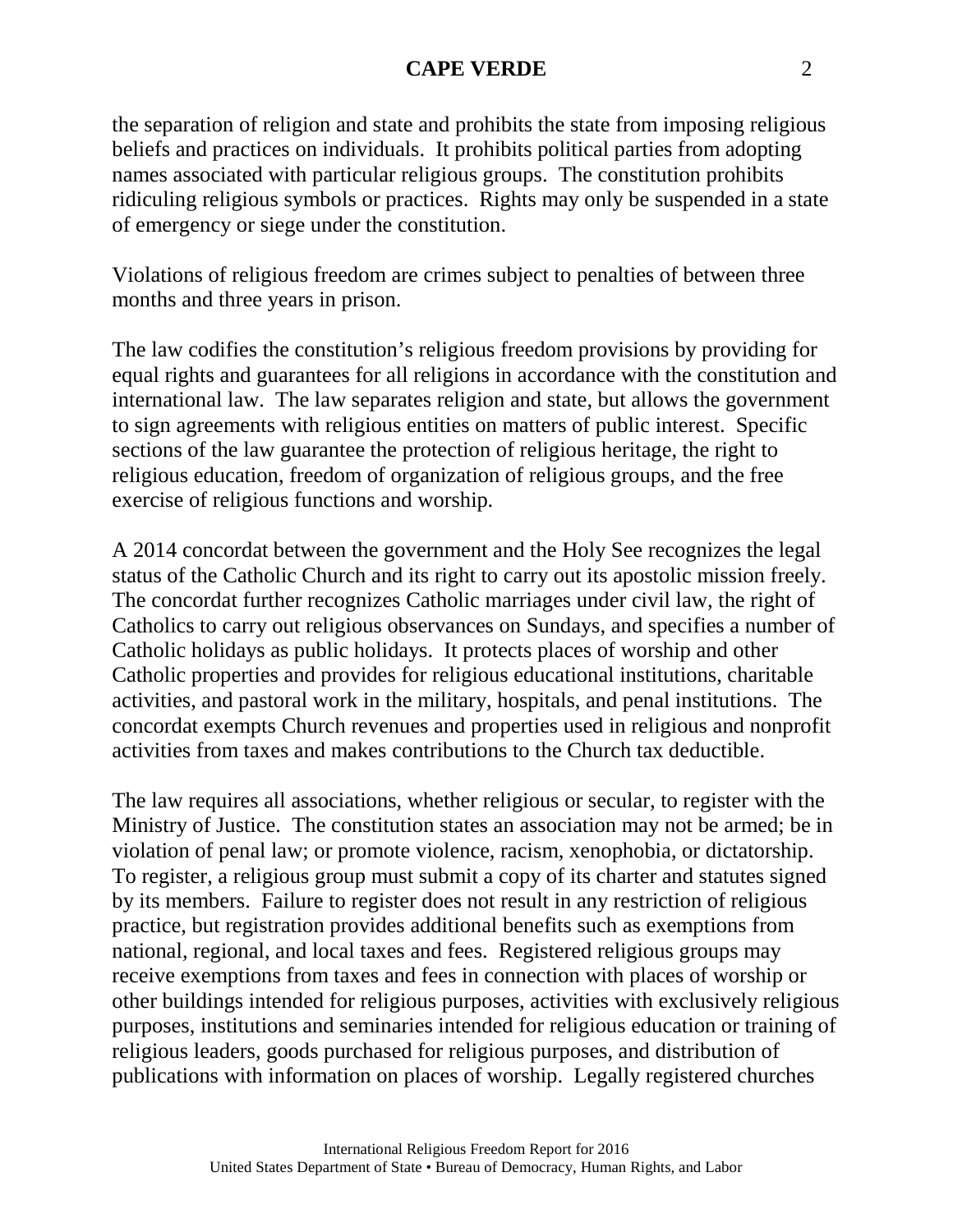the separation of religion and state and prohibits the state from imposing religious beliefs and practices on individuals. It prohibits political parties from adopting names associated with particular religious groups. The constitution prohibits ridiculing religious symbols or practices. Rights may only be suspended in a state of emergency or siege under the constitution.

Violations of religious freedom are crimes subject to penalties of between three months and three years in prison.

The law codifies the constitution's religious freedom provisions by providing for equal rights and guarantees for all religions in accordance with the constitution and international law. The law separates religion and state, but allows the government to sign agreements with religious entities on matters of public interest. Specific sections of the law guarantee the protection of religious heritage, the right to religious education, freedom of organization of religious groups, and the free exercise of religious functions and worship.

A 2014 concordat between the government and the Holy See recognizes the legal status of the Catholic Church and its right to carry out its apostolic mission freely. The concordat further recognizes Catholic marriages under civil law, the right of Catholics to carry out religious observances on Sundays, and specifies a number of Catholic holidays as public holidays. It protects places of worship and other Catholic properties and provides for religious educational institutions, charitable activities, and pastoral work in the military, hospitals, and penal institutions. The concordat exempts Church revenues and properties used in religious and nonprofit activities from taxes and makes contributions to the Church tax deductible.

The law requires all associations, whether religious or secular, to register with the Ministry of Justice. The constitution states an association may not be armed; be in violation of penal law; or promote violence, racism, xenophobia, or dictatorship. To register, a religious group must submit a copy of its charter and statutes signed by its members. Failure to register does not result in any restriction of religious practice, but registration provides additional benefits such as exemptions from national, regional, and local taxes and fees. Registered religious groups may receive exemptions from taxes and fees in connection with places of worship or other buildings intended for religious purposes, activities with exclusively religious purposes, institutions and seminaries intended for religious education or training of religious leaders, goods purchased for religious purposes, and distribution of publications with information on places of worship. Legally registered churches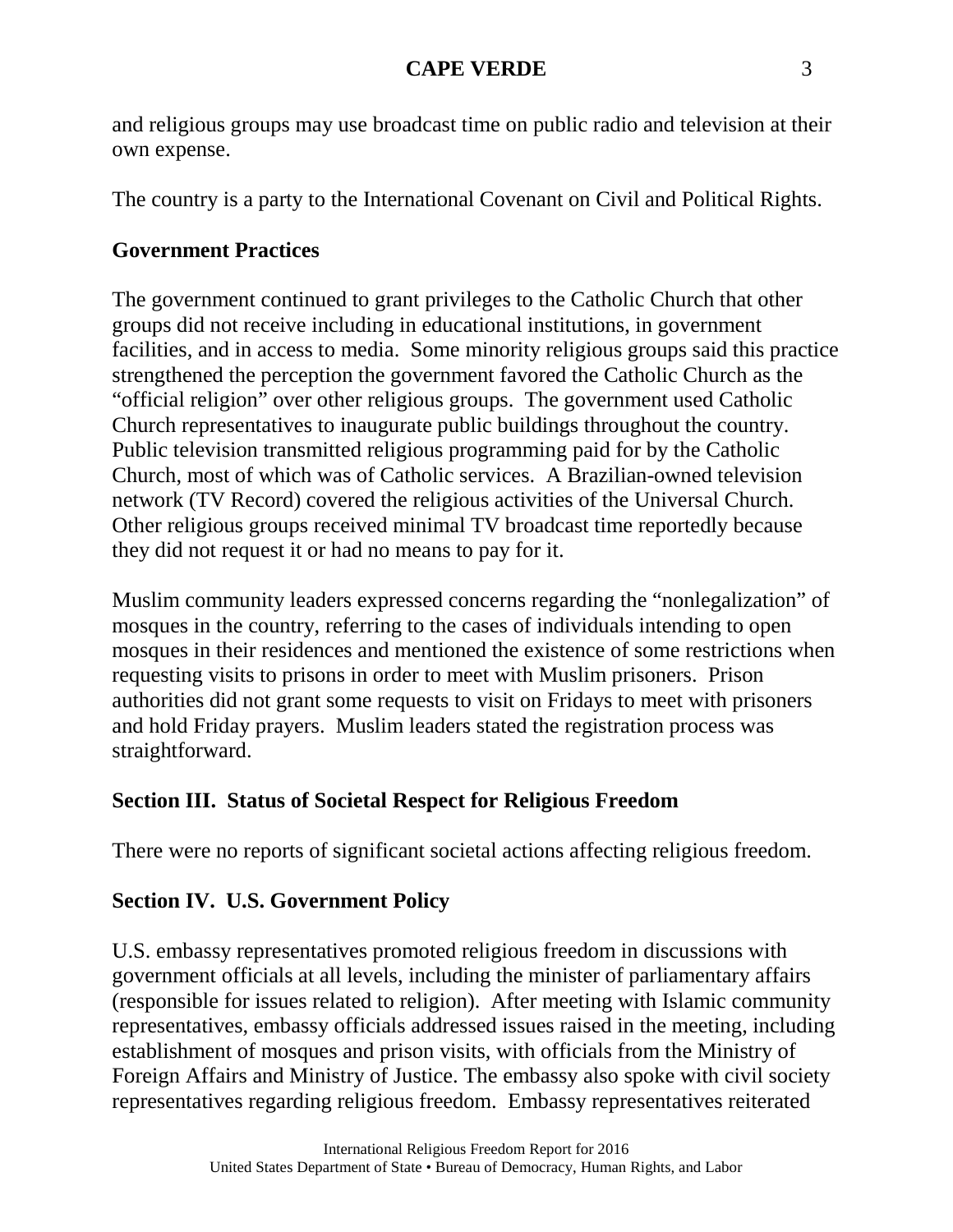and religious groups may use broadcast time on public radio and television at their own expense.

The country is a party to the International Covenant on Civil and Political Rights.

## Government Practices

The government continued to grant privileges to the Catholic Church that other groups did not receive including in educational institutions, in government facilities, and in access to media. Some minority religious groups said this practice strengthened the perception the government favored the Catholic Church as the "official religion" over other religious groups. The government used Catholic Church representatives to inaugurate public buildings throughout the country. Public television transmitted religious programming paid for by the Catholic Church, most of which was of Catholic services. A Brazilian-owned television network (TV Record) covered the religious activities of the Universal Church. Other religious groups received minimal TV broadcast time reportedly because they did not request it or had no means to pay for it.

Muslim community leaders expressed concerns regarding the "nonlegalization" of mosques in the country, referring to the cases of individuals intending to open mosques in their residences and mentioned the existence of some restrictions when requesting visits to prisons in order to meet with Muslim prisoners. Prison authorities did not grant some requests to visit on Fridays to meet with prisoners and hold Friday prayers. Muslim leaders stated the registration process was straightforward.

## Section III. Status of Societal Respect for Religious Freedom

There were no reports of significant societal actions affecting religious freedom.

## Section IV. U.S. Government Policy

U.S. embassy representatives promoted religious freedom in discussions with government officials at all levels, including the minister of parliamentary affairs (responsible for issues related to religion). After meeting with Islamic community representatives, embassy officials addressed issues raised in the meeting, including establishment of mosques and prison visits, with officials from the Ministry of Foreign Affairs and Ministry of Justice. The embassy also spoke with civil society representatives regarding religious freedom. Embassy representatives reiterated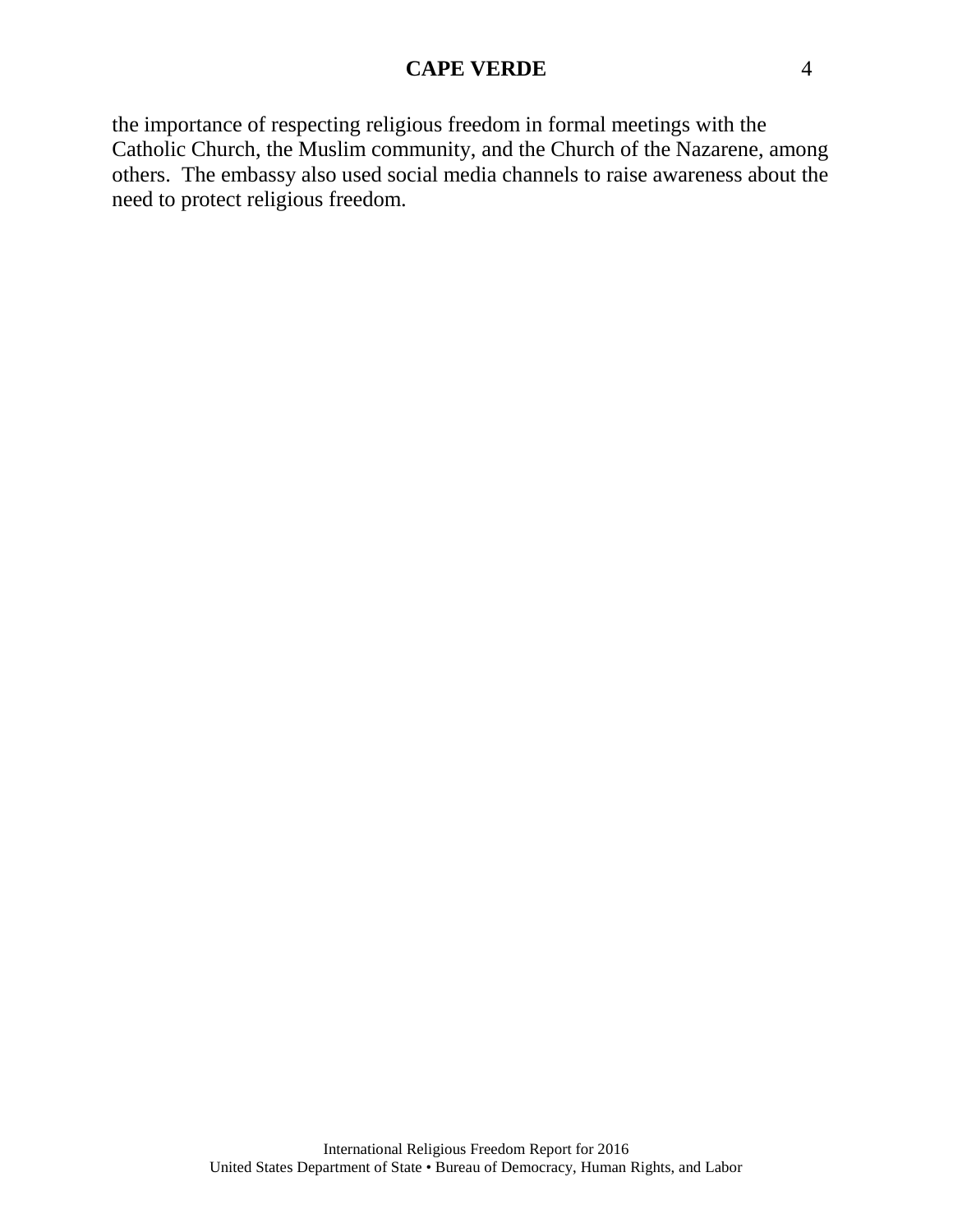the importance of respecting religious freedom in formal meetings with the Catholic Church, the Muslim community, and the Church of the Nazarene, among others. The embassy also used social media channels to raise awareness about the need to protect religious freedom.